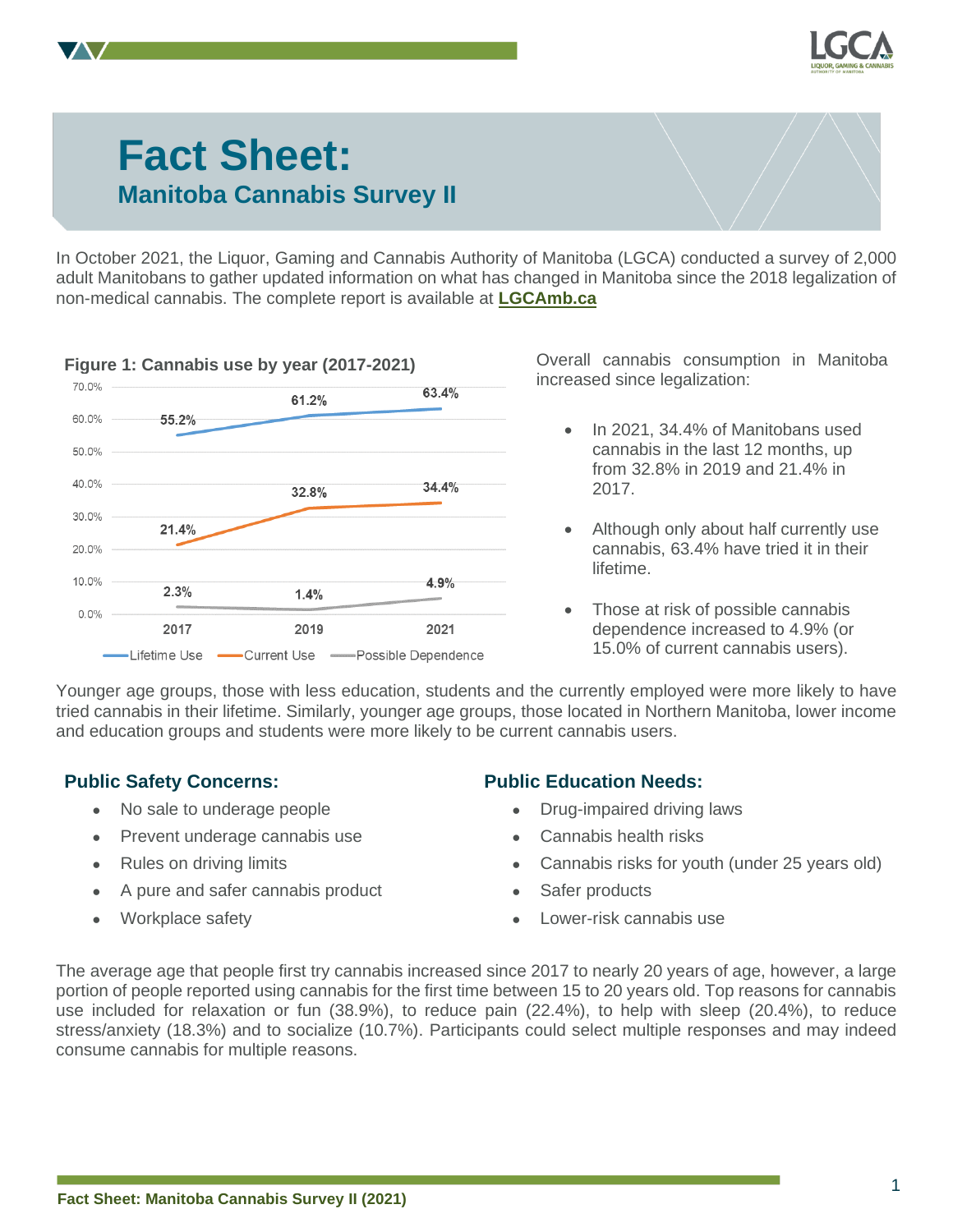# Fact Sheet:

## Manitoba Cannabis Survey II

In October 2021, the Liquor, Gaming and Cannabis Authority of Manitoba (LGCA) conducted a survey of 2,000 adult Manitobans to gather updated information on what has changed in Manitoba since the 2018 legalization of non-medical cannabis. The complete report is available at **LGCAmb.ca**

**Figure 1: Cannabis use by year (2017-2021)**

| | 2017 | 2019 | 2021 |
|---|---|---|---|
| Lifetime Use | 55.2% | 61.2% | 63.4% |
| Current Use | 21.4% | 32.8% | 34.4% |
| Possible Dependence | 2.3% | 1.4% | 4.9% |

Overall cannabis consumption in Manitoba increased since legalization:

- In 2021, 34.4% of Manitobans used cannabis in the last 12 months, up from 32.8% in 2019 and 21.4% in 2017.
- Although only about half currently use cannabis, 63.4% have tried it in their lifetime.
- Those at risk of possible cannabis dependence increased to 4.9% (or 15.0% of current cannabis users).

Younger age groups, those with less education, students and the currently employed were more likely to have tried cannabis in their lifetime. Similarly, younger age groups, those located in Northern Manitoba, lower income and education groups and students were more likely to be current cannabis users.

### Public Safety Concerns:

- No sale to underage people
- Prevent underage cannabis use
- Rules on driving limits
- A pure and safer cannabis product
- Workplace safety

### Public Education Needs:

- Drug-impaired driving laws
- Cannabis health risks
- Cannabis risks for youth (under 25 years old)
- Safer products
- Lower-risk cannabis use

The average age that people first try cannabis increased since 2017 to nearly 20 years of age, however, a large portion of people reported using cannabis for the first time between 15 to 20 years old. Top reasons for cannabis use included for relaxation or fun (38.9%), to reduce pain (22.4%), to help with sleep (20.4%), to reduce stress/anxiety (18.3%) and to socialize (10.7%). Participants could select multiple responses and may indeed consume cannabis for multiple reasons.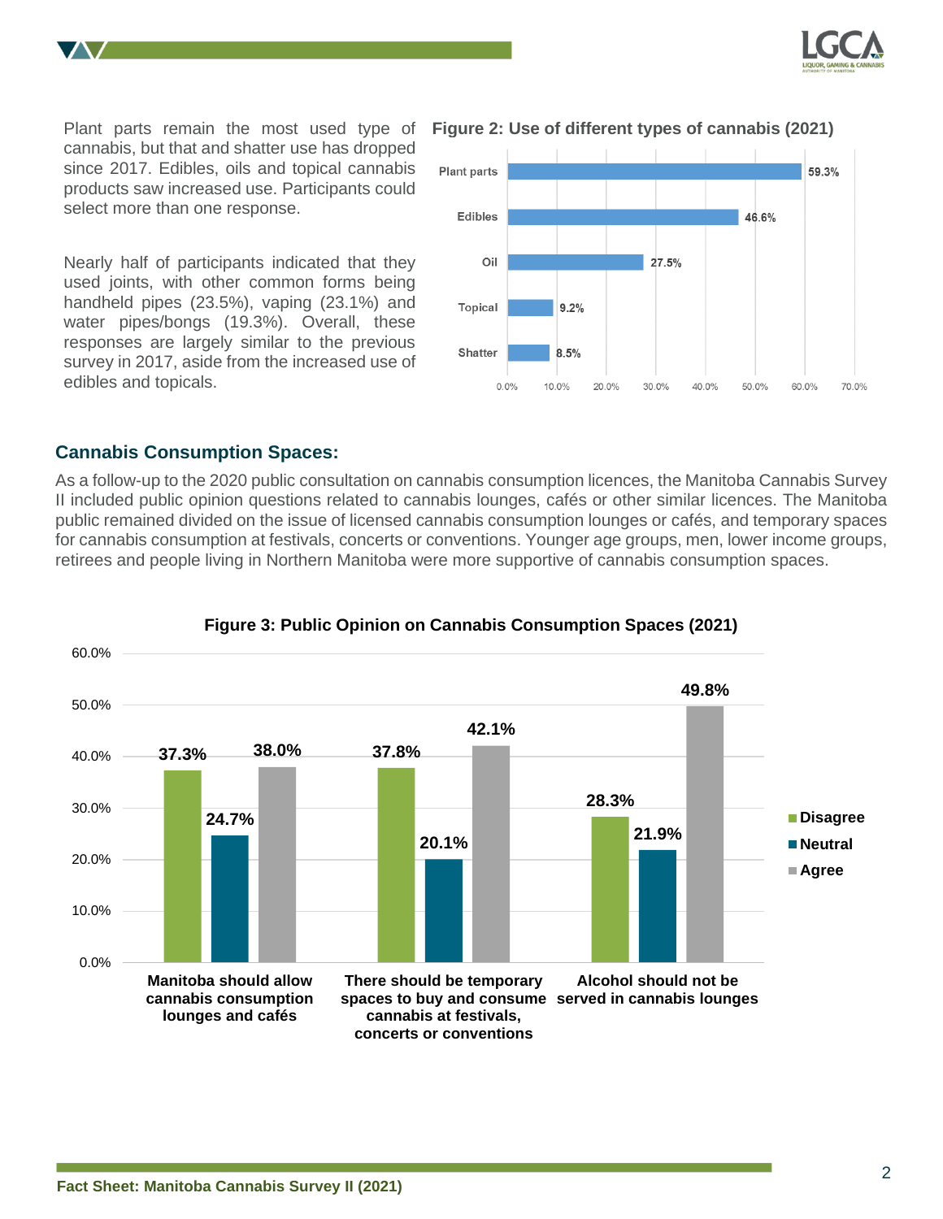Plant parts remain the most used type of cannabis, but that and shatter use has dropped since 2017. Edibles, oils and topical cannabis products saw increased use. Participants could select more than one response.

Nearly half of participants indicated that they used joints, with other common forms being handheld pipes (23.5%), vaping (23.1%) and water pipes/bongs (19.3%). Overall, these responses are largely similar to the previous survey in 2017, aside from the increased use of edibles and topicals.

**Figure 2: Use of different types of cannabis (2021)**

Plant parts 59.3%
Edibles 46.6%
Oil 27.5%
Topical 9.2%
Shatter 8.5%

0.0% 10.0% 20.0% 30.0% 40.0% 50.0% 60.0% 70.0%

## Cannabis Consumption Spaces:

As a follow-up to the 2020 public consultation on cannabis consumption licences, the Manitoba Cannabis Survey II included public opinion questions related to cannabis lounges, cafés or other similar licences. The Manitoba public remained divided on the issue of licensed cannabis consumption lounges or cafés, and temporary spaces for cannabis consumption at festivals, concerts or conventions. Younger age groups, men, lower income groups, retirees and people living in Northern Manitoba were more supportive of cannabis consumption spaces.

**Figure 3: Public Opinion on Cannabis Consumption Spaces (2021)**

Disagree
Neutral
Agree

Manitoba should allow cannabis consumption lounges and cafés: 37.3% 24.7% 38.0%

There should be temporary spaces to buy and consume cannabis at festivals, concerts or conventions: 37.8% 20.1% 42.1%

Alcohol should not be served in cannabis lounges: 28.3% 21.9% 49.8%

0.0% 10.0% 20.0% 30.0% 40.0% 50.0% 60.0%